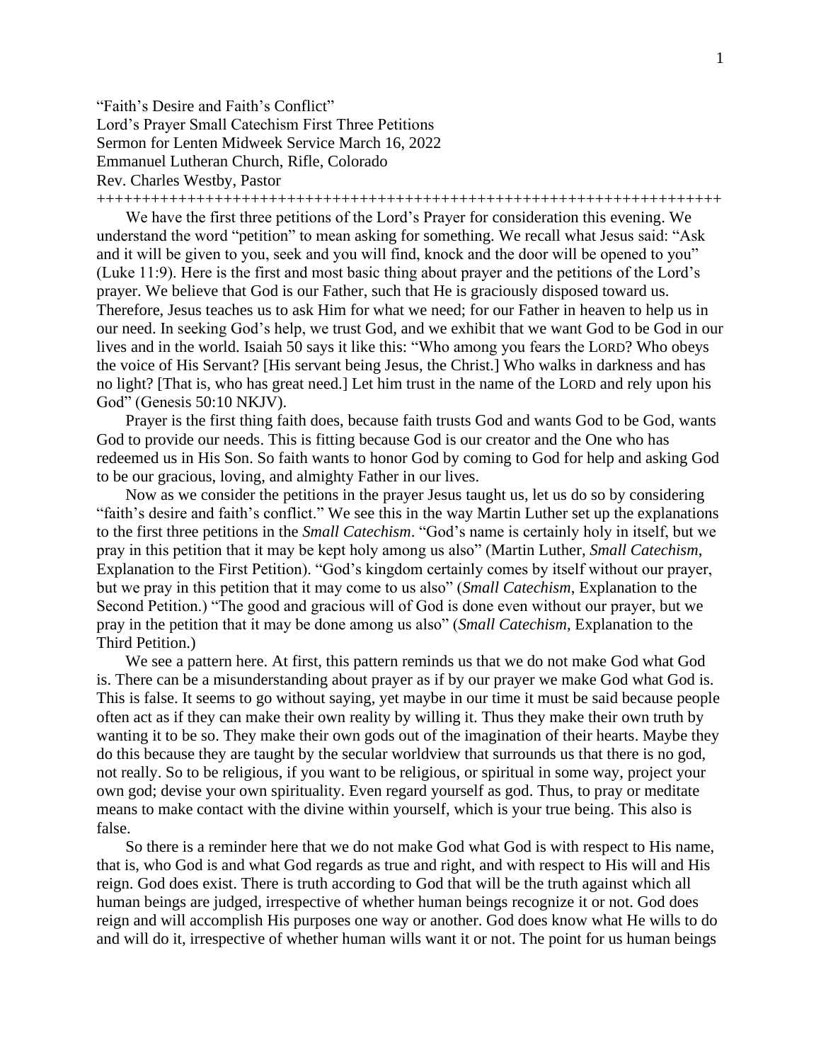"Faith's Desire and Faith's Conflict"
Lord's Prayer Small Catechism First Three Petitions
Sermon for Lenten Midweek Service March 16, 2022
Emmanuel Lutheran Church, Rifle, Colorado
Rev. Charles Westby, Pastor
++++++++++++++++++++++++++++++++++++++++++++++++++++++++++++++++++++++++

We have the first three petitions of the Lord's Prayer for consideration this evening. We understand the word "petition" to mean asking for something. We recall what Jesus said: "Ask and it will be given to you, seek and you will find, knock and the door will be opened to you" (Luke 11:9). Here is the first and most basic thing about prayer and the petitions of the Lord's prayer. We believe that God is our Father, such that He is graciously disposed toward us. Therefore, Jesus teaches us to ask Him for what we need; for our Father in heaven to help us in our need. In seeking God's help, we trust God, and we exhibit that we want God to be God in our lives and in the world. Isaiah 50 says it like this: "Who among you fears the LORD? Who obeys the voice of His Servant? [His servant being Jesus, the Christ.] Who walks in darkness and has no light? [That is, who has great need.] Let him trust in the name of the LORD and rely upon his God" (Genesis 50:10 NKJV).

Prayer is the first thing faith does, because faith trusts God and wants God to be God, wants God to provide our needs. This is fitting because God is our creator and the One who has redeemed us in His Son. So faith wants to honor God by coming to God for help and asking God to be our gracious, loving, and almighty Father in our lives.

Now as we consider the petitions in the prayer Jesus taught us, let us do so by considering "faith's desire and faith's conflict." We see this in the way Martin Luther set up the explanations to the first three petitions in the *Small Catechism*. "God's name is certainly holy in itself, but we pray in this petition that it may be kept holy among us also" (Martin Luther, *Small Catechism,* Explanation to the First Petition). "God's kingdom certainly comes by itself without our prayer, but we pray in this petition that it may come to us also" (*Small Catechism*, Explanation to the Second Petition.) "The good and gracious will of God is done even without our prayer, but we pray in the petition that it may be done among us also" (*Small Catechism*, Explanation to the Third Petition.)

We see a pattern here. At first, this pattern reminds us that we do not make God what God is. There can be a misunderstanding about prayer as if by our prayer we make God what God is. This is false. It seems to go without saying, yet maybe in our time it must be said because people often act as if they can make their own reality by willing it. Thus they make their own truth by wanting it to be so. They make their own gods out of the imagination of their hearts. Maybe they do this because they are taught by the secular worldview that surrounds us that there is no god, not really. So to be religious, if you want to be religious, or spiritual in some way, project your own god; devise your own spirituality. Even regard yourself as god. Thus, to pray or meditate means to make contact with the divine within yourself, which is your true being. This also is false.

So there is a reminder here that we do not make God what God is with respect to His name, that is, who God is and what God regards as true and right, and with respect to His will and His reign. God does exist. There is truth according to God that will be the truth against which all human beings are judged, irrespective of whether human beings recognize it or not. God does reign and will accomplish His purposes one way or another. God does know what He wills to do and will do it, irrespective of whether human wills want it or not. The point for us human beings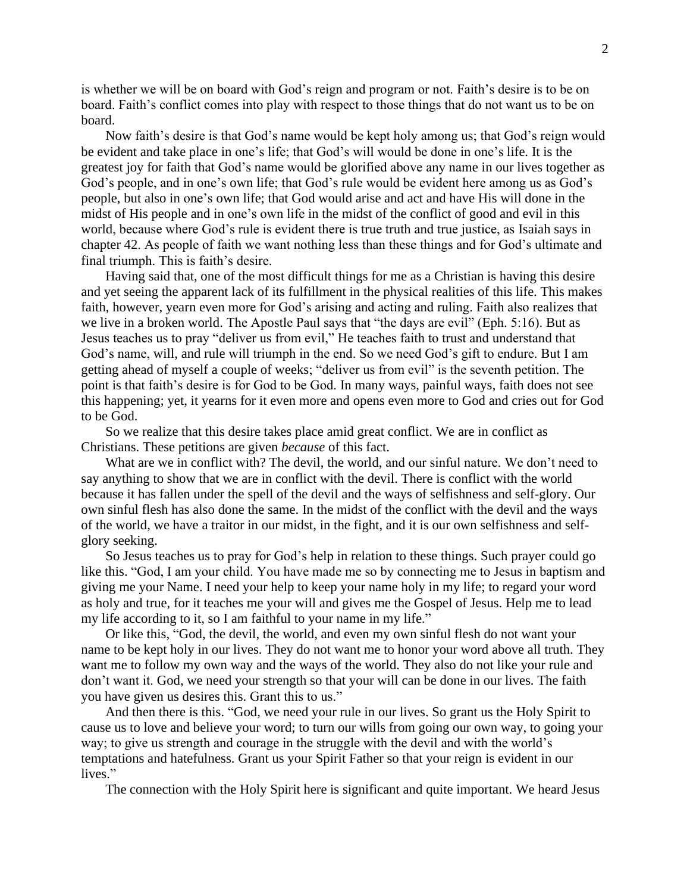is whether we will be on board with God's reign and program or not. Faith's desire is to be on board. Faith's conflict comes into play with respect to those things that do not want us to be on board.

Now faith's desire is that God's name would be kept holy among us; that God's reign would be evident and take place in one's life; that God's will would be done in one's life. It is the greatest joy for faith that God's name would be glorified above any name in our lives together as God's people, and in one's own life; that God's rule would be evident here among us as God's people, but also in one's own life; that God would arise and act and have His will done in the midst of His people and in one's own life in the midst of the conflict of good and evil in this world, because where God's rule is evident there is true truth and true justice, as Isaiah says in chapter 42. As people of faith we want nothing less than these things and for God's ultimate and final triumph. This is faith's desire.

Having said that, one of the most difficult things for me as a Christian is having this desire and yet seeing the apparent lack of its fulfillment in the physical realities of this life. This makes faith, however, yearn even more for God's arising and acting and ruling. Faith also realizes that we live in a broken world. The Apostle Paul says that "the days are evil" (Eph. 5:16). But as Jesus teaches us to pray "deliver us from evil," He teaches faith to trust and understand that God's name, will, and rule will triumph in the end. So we need God's gift to endure. But I am getting ahead of myself a couple of weeks; "deliver us from evil" is the seventh petition. The point is that faith's desire is for God to be God. In many ways, painful ways, faith does not see this happening; yet, it yearns for it even more and opens even more to God and cries out for God to be God.

So we realize that this desire takes place amid great conflict. We are in conflict as Christians. These petitions are given *because* of this fact.

What are we in conflict with? The devil, the world, and our sinful nature. We don't need to say anything to show that we are in conflict with the devil. There is conflict with the world because it has fallen under the spell of the devil and the ways of selfishness and self-glory. Our own sinful flesh has also done the same. In the midst of the conflict with the devil and the ways of the world, we have a traitor in our midst, in the fight, and it is our own selfishness and self-glory seeking.

So Jesus teaches us to pray for God's help in relation to these things. Such prayer could go like this. "God, I am your child. You have made me so by connecting me to Jesus in baptism and giving me your Name. I need your help to keep your name holy in my life; to regard your word as holy and true, for it teaches me your will and gives me the Gospel of Jesus. Help me to lead my life according to it, so I am faithful to your name in my life."

Or like this, "God, the devil, the world, and even my own sinful flesh do not want your name to be kept holy in our lives. They do not want me to honor your word above all truth. They want me to follow my own way and the ways of the world. They also do not like your rule and don't want it. God, we need your strength so that your will can be done in our lives. The faith you have given us desires this. Grant this to us."

And then there is this. "God, we need your rule in our lives. So grant us the Holy Spirit to cause us to love and believe your word; to turn our wills from going our own way, to going your way; to give us strength and courage in the struggle with the devil and with the world's temptations and hatefulness. Grant us your Spirit Father so that your reign is evident in our lives."

The connection with the Holy Spirit here is significant and quite important. We heard Jesus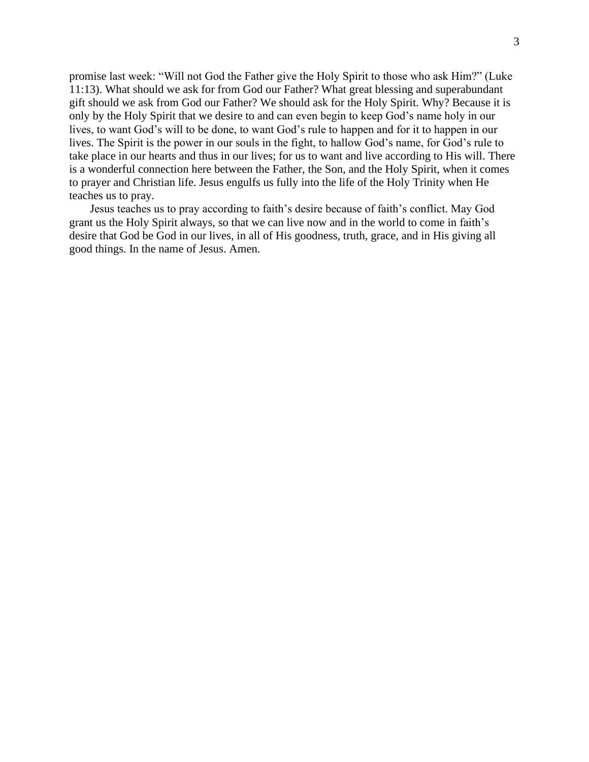promise last week: "Will not God the Father give the Holy Spirit to those who ask Him?" (Luke 11:13). What should we ask for from God our Father? What great blessing and superabundant gift should we ask from God our Father? We should ask for the Holy Spirit. Why? Because it is only by the Holy Spirit that we desire to and can even begin to keep God's name holy in our lives, to want God's will to be done, to want God's rule to happen and for it to happen in our lives. The Spirit is the power in our souls in the fight, to hallow God's name, for God's rule to take place in our hearts and thus in our lives; for us to want and live according to His will. There is a wonderful connection here between the Father, the Son, and the Holy Spirit, when it comes to prayer and Christian life. Jesus engulfs us fully into the life of the Holy Trinity when He teaches us to pray.

Jesus teaches us to pray according to faith's desire because of faith's conflict. May God grant us the Holy Spirit always, so that we can live now and in the world to come in faith's desire that God be God in our lives, in all of His goodness, truth, grace, and in His giving all good things. In the name of Jesus. Amen.